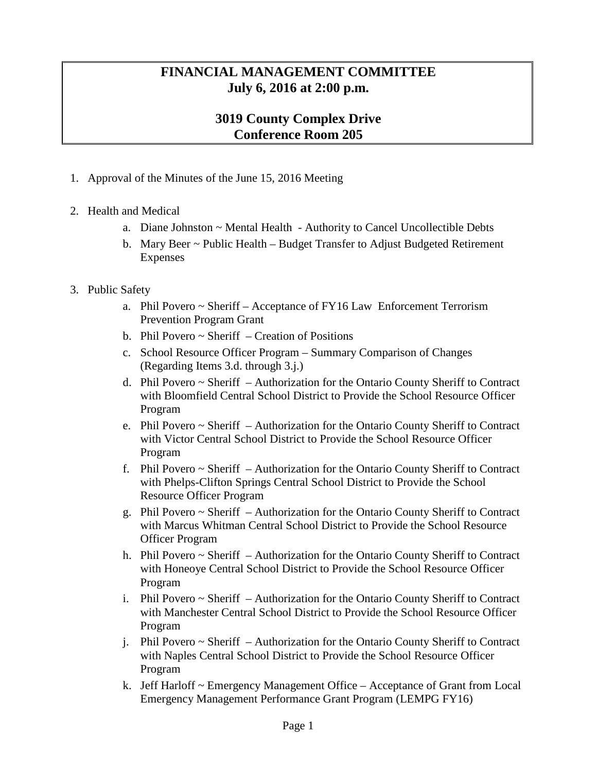**FINANCIAL MANAGEMENT COMMITTEE**
**July 6, 2016 at 2:00 p.m.**

**3019 County Complex Drive**
**Conference Room 205**

1. Approval of the Minutes of the June 15, 2016 Meeting

2. Health and Medical
   a. Diane Johnston ~ Mental Health - Authority to Cancel Uncollectible Debts
   b. Mary Beer ~ Public Health – Budget Transfer to Adjust Budgeted Retirement Expenses

3. Public Safety
   a. Phil Povero ~ Sheriff – Acceptance of FY16 Law Enforcement Terrorism Prevention Program Grant
   b. Phil Povero ~ Sheriff – Creation of Positions
   c. School Resource Officer Program – Summary Comparison of Changes (Regarding Items 3.d. through 3.j.)
   d. Phil Povero ~ Sheriff – Authorization for the Ontario County Sheriff to Contract with Bloomfield Central School District to Provide the School Resource Officer Program
   e. Phil Povero ~ Sheriff – Authorization for the Ontario County Sheriff to Contract with Victor Central School District to Provide the School Resource Officer Program
   f. Phil Povero ~ Sheriff – Authorization for the Ontario County Sheriff to Contract with Phelps-Clifton Springs Central School District to Provide the School Resource Officer Program
   g. Phil Povero ~ Sheriff – Authorization for the Ontario County Sheriff to Contract with Marcus Whitman Central School District to Provide the School Resource Officer Program
   h. Phil Povero ~ Sheriff – Authorization for the Ontario County Sheriff to Contract with Honeoye Central School District to Provide the School Resource Officer Program
   i. Phil Povero ~ Sheriff – Authorization for the Ontario County Sheriff to Contract with Manchester Central School District to Provide the School Resource Officer Program
   j. Phil Povero ~ Sheriff – Authorization for the Ontario County Sheriff to Contract with Naples Central School District to Provide the School Resource Officer Program
   k. Jeff Harloff ~ Emergency Management Office – Acceptance of Grant from Local Emergency Management Performance Grant Program (LEMPG FY16)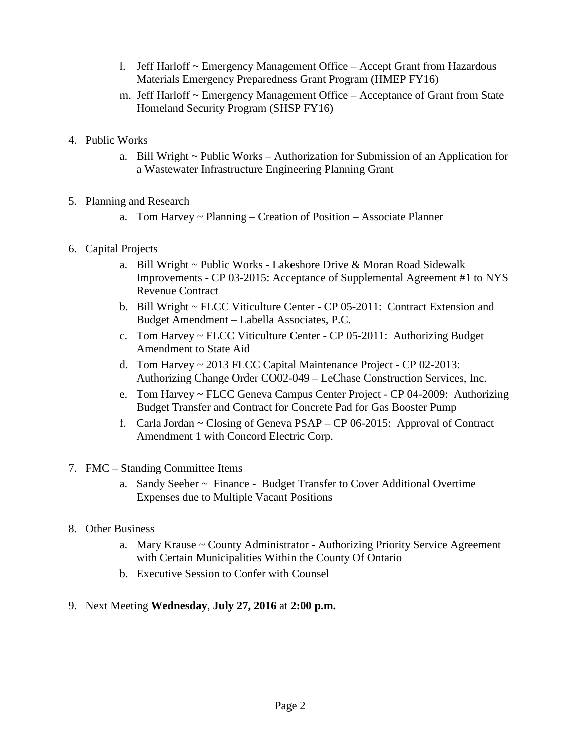l. Jeff Harloff ~ Emergency Management Office – Accept Grant from Hazardous Materials Emergency Preparedness Grant Program (HMEP FY16)

m. Jeff Harloff ~ Emergency Management Office – Acceptance of Grant from State Homeland Security Program (SHSP FY16)

4. Public Works

   a. Bill Wright ~ Public Works – Authorization for Submission of an Application for a Wastewater Infrastructure Engineering Planning Grant

5. Planning and Research

   a. Tom Harvey ~ Planning – Creation of Position – Associate Planner

6. Capital Projects

   a. Bill Wright ~ Public Works - Lakeshore Drive & Moran Road Sidewalk Improvements - CP 03-2015: Acceptance of Supplemental Agreement #1 to NYS Revenue Contract
   b. Bill Wright ~ FLCC Viticulture Center - CP 05-2011: Contract Extension and Budget Amendment – Labella Associates, P.C.
   c. Tom Harvey ~ FLCC Viticulture Center - CP 05-2011: Authorizing Budget Amendment to State Aid
   d. Tom Harvey ~ 2013 FLCC Capital Maintenance Project - CP 02-2013: Authorizing Change Order CO02-049 – LeChase Construction Services, Inc.
   e. Tom Harvey ~ FLCC Geneva Campus Center Project - CP 04-2009: Authorizing Budget Transfer and Contract for Concrete Pad for Gas Booster Pump
   f. Carla Jordan ~ Closing of Geneva PSAP – CP 06-2015: Approval of Contract Amendment 1 with Concord Electric Corp.

7. FMC – Standing Committee Items

   a. Sandy Seeber ~ Finance - Budget Transfer to Cover Additional Overtime Expenses due to Multiple Vacant Positions

8. Other Business

   a. Mary Krause ~ County Administrator - Authorizing Priority Service Agreement with Certain Municipalities Within the County Of Ontario
   b. Executive Session to Confer with Counsel

9. Next Meeting **Wednesday**, **July 27, 2016** at **2:00 p.m.**